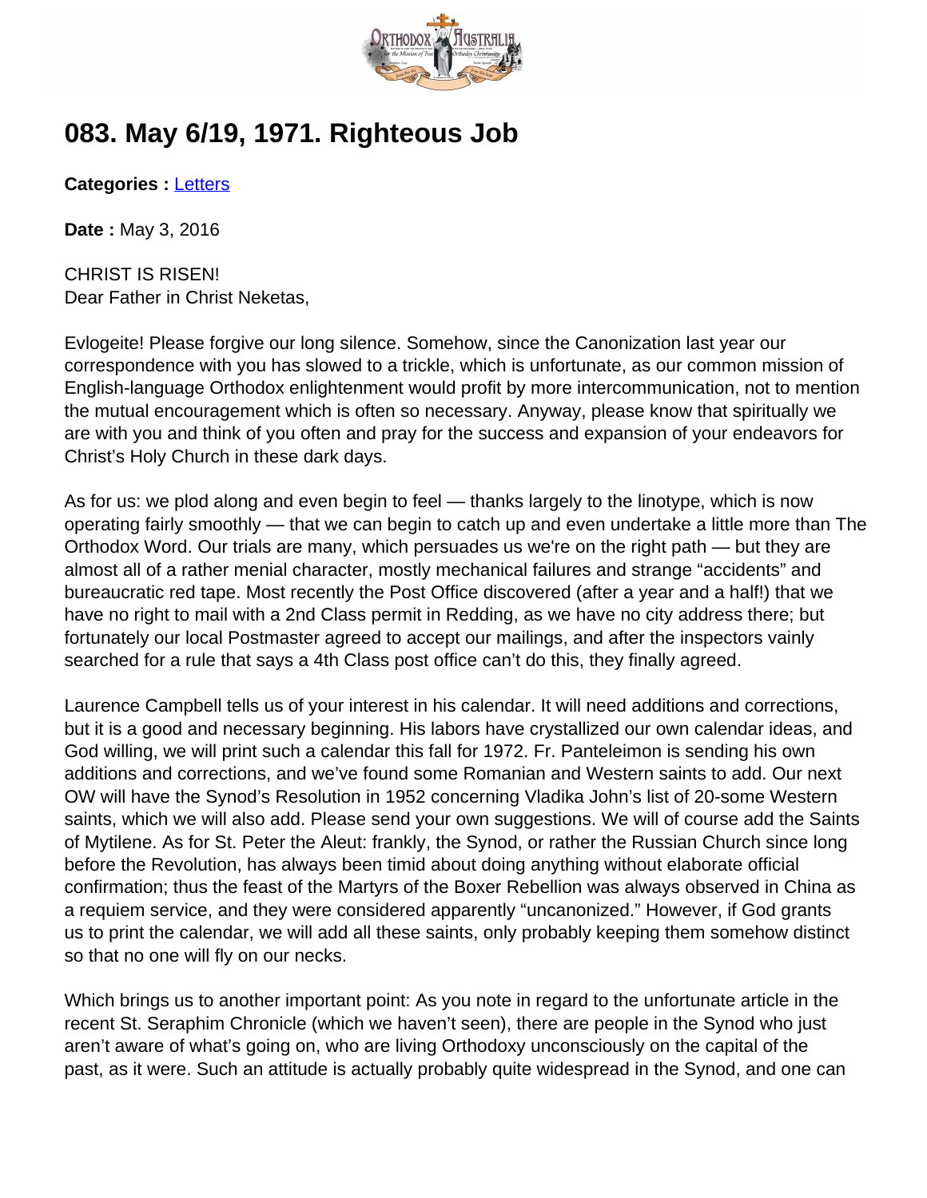# 083. May 6/19, 1971. Righteous Job

**Categories :** Letters

**Date :** May 3, 2016

CHRIST IS RISEN!
Dear Father in Christ Neketas,

Evlogeite! Please forgive our long silence. Somehow, since the Canonization last year our correspondence with you has slowed to a trickle, which is unfortunate, as our common mission of English-language Orthodox enlightenment would profit by more intercommunication, not to mention the mutual encouragement which is often so necessary. Anyway, please know that spiritually we are with you and think of you often and pray for the success and expansion of your endeavors for Christ's Holy Church in these dark days.

As for us: we plod along and even begin to feel — thanks largely to the linotype, which is now operating fairly smoothly — that we can begin to catch up and even undertake a little more than The Orthodox Word. Our trials are many, which persuades us we're on the right path — but they are almost all of a rather menial character, mostly mechanical failures and strange "accidents" and bureaucratic red tape. Most recently the Post Office discovered (after a year and a half!) that we have no right to mail with a 2nd Class permit in Redding, as we have no city address there; but fortunately our local Postmaster agreed to accept our mailings, and after the inspectors vainly searched for a rule that says a 4th Class post office can't do this, they finally agreed.

Laurence Campbell tells us of your interest in his calendar. It will need additions and corrections, but it is a good and necessary beginning. His labors have crystallized our own calendar ideas, and God willing, we will print such a calendar this fall for 1972. Fr. Panteleimon is sending his own additions and corrections, and we've found some Romanian and Western saints to add. Our next OW will have the Synod's Resolution in 1952 concerning Vladika John's list of 20-some Western saints, which we will also add. Please send your own suggestions. We will of course add the Saints of Mytilene. As for St. Peter the Aleut: frankly, the Synod, or rather the Russian Church since long before the Revolution, has always been timid about doing anything without elaborate official confirmation; thus the feast of the Martyrs of the Boxer Rebellion was always observed in China as a requiem service, and they were considered apparently "uncanonized." However, if God grants us to print the calendar, we will add all these saints, only probably keeping them somehow distinct so that no one will fly on our necks.

Which brings us to another important point: As you note in regard to the unfortunate article in the recent St. Seraphim Chronicle (which we haven't seen), there are people in the Synod who just aren't aware of what's going on, who are living Orthodoxy unconsciously on the capital of the past, as it were. Such an attitude is actually probably quite widespread in the Synod, and one can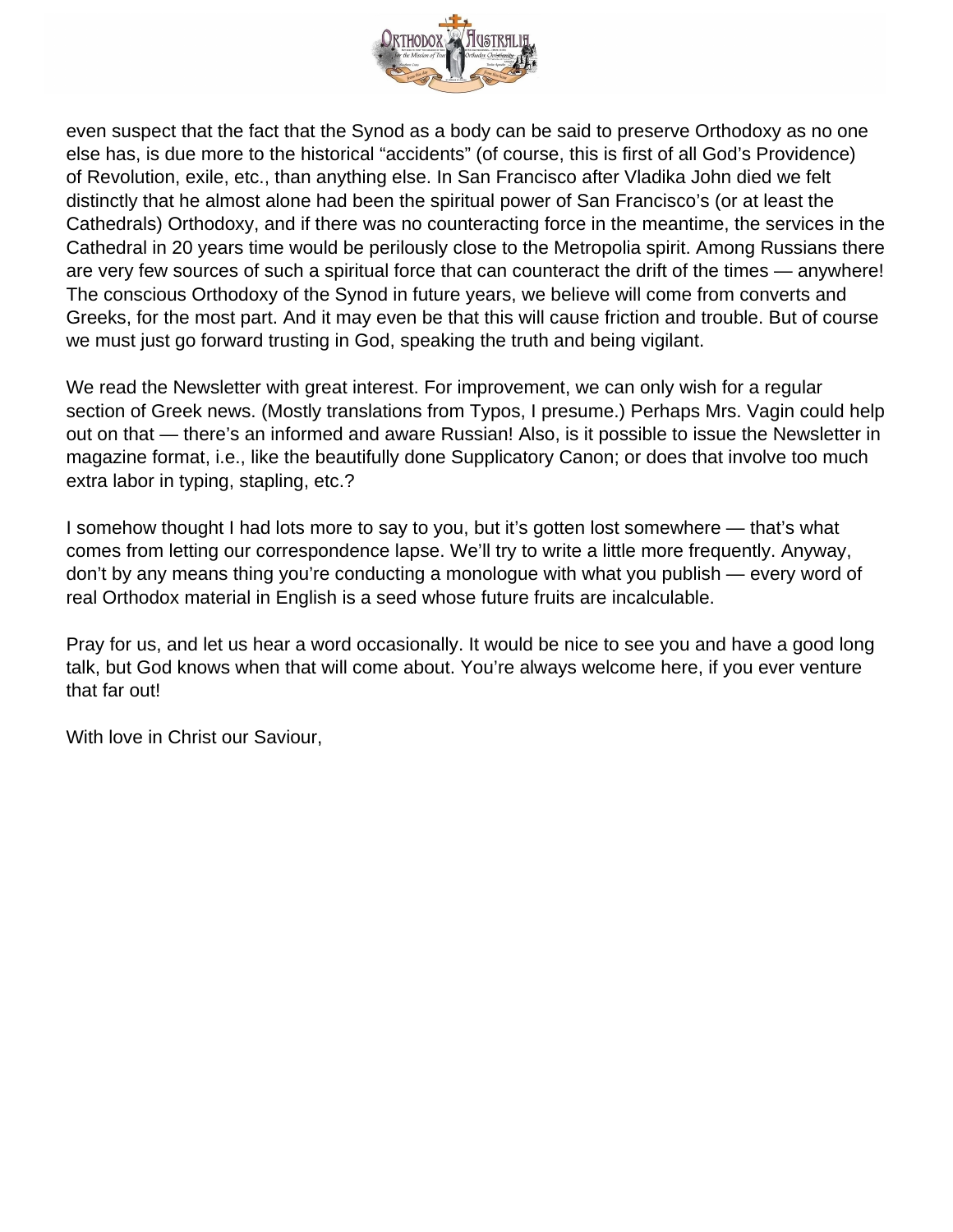even suspect that the fact that the Synod as a body can be said to preserve Orthodoxy as no one else has, is due more to the historical "accidents" (of course, this is first of all God's Providence) of Revolution, exile, etc., than anything else. In San Francisco after Vladika John died we felt distinctly that he almost alone had been the spiritual power of San Francisco's (or at least the Cathedrals) Orthodoxy, and if there was no counteracting force in the meantime, the services in the Cathedral in 20 years time would be perilously close to the Metropolia spirit. Among Russians there are very few sources of such a spiritual force that can counteract the drift of the times — anywhere! The conscious Orthodoxy of the Synod in future years, we believe will come from converts and Greeks, for the most part. And it may even be that this will cause friction and trouble. But of course we must just go forward trusting in God, speaking the truth and being vigilant.

We read the Newsletter with great interest. For improvement, we can only wish for a regular section of Greek news. (Mostly translations from Typos, I presume.) Perhaps Mrs. Vagin could help out on that — there's an informed and aware Russian! Also, is it possible to issue the Newsletter in magazine format, i.e., like the beautifully done Supplicatory Canon; or does that involve too much extra labor in typing, stapling, etc.?

I somehow thought I had lots more to say to you, but it's gotten lost somewhere — that's what comes from letting our correspondence lapse. We'll try to write a little more frequently. Anyway, don't by any means thing you're conducting a monologue with what you publish — every word of real Orthodox material in English is a seed whose future fruits are incalculable.

Pray for us, and let us hear a word occasionally. It would be nice to see you and have a good long talk, but God knows when that will come about. You're always welcome here, if you ever venture that far out!

With love in Christ our Saviour,